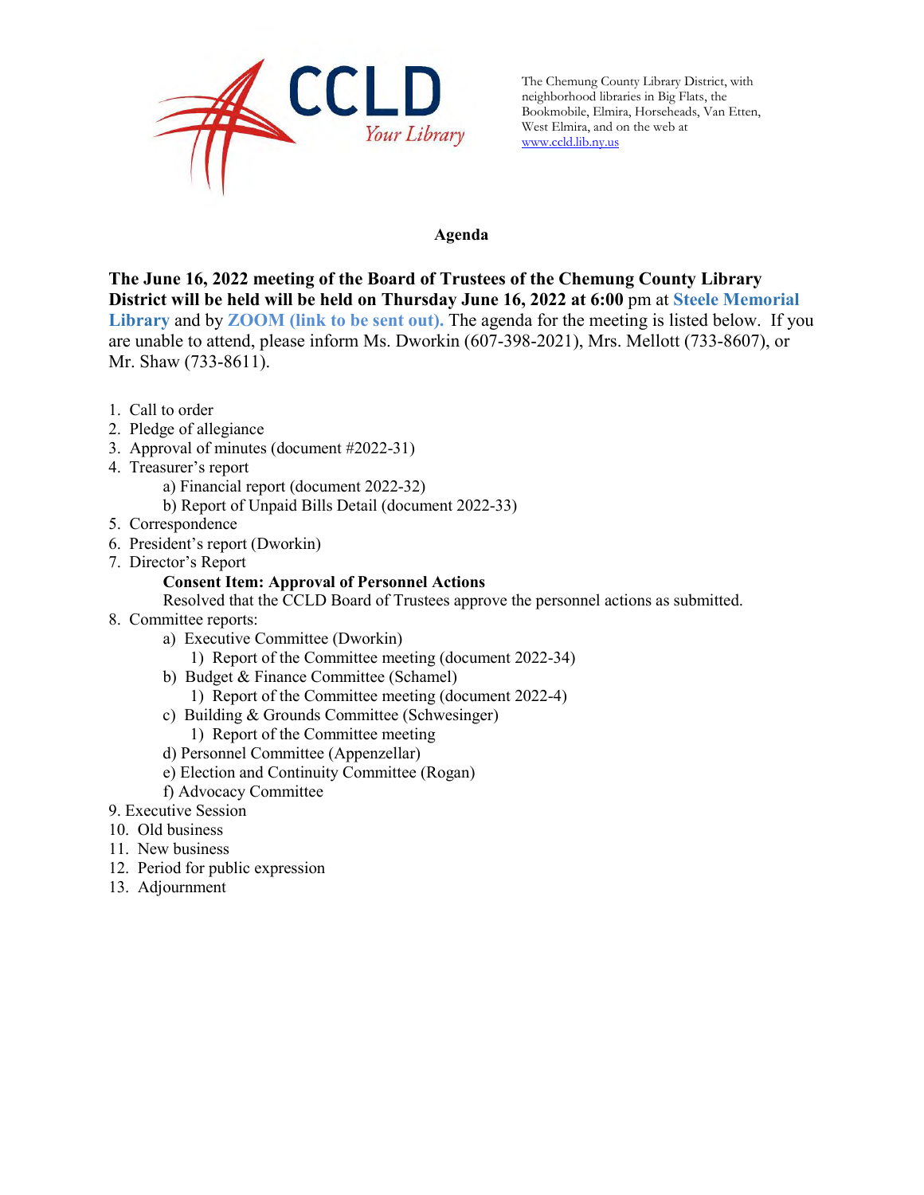CCLD Your Library

The Chemung County Library District, with neighborhood libraries in Big Flats, the Bookmobile, Elmira, Horseheads, Van Etten, West Elmira, and on the web at www.ccld.lib.ny.us

**Agenda**

**The June 16, 2022 meeting of the Board of Trustees of the Chemung County Library District will be held will be held on Thursday June 16, 2022 at 6:00** pm at **Steele Memorial Library** and by **ZOOM (link to be sent out).** The agenda for the meeting is listed below. If you are unable to attend, please inform Ms. Dworkin (607-398-2021), Mrs. Mellott (733-8607), or Mr. Shaw (733-8611).

1. Call to order
2. Pledge of allegiance
3. Approval of minutes (document #2022-31)
4. Treasurer's report
   a) Financial report (document 2022-32)
   b) Report of Unpaid Bills Detail (document 2022-33)
5. Correspondence
6. President's report (Dworkin)
7. Director's Report
   **Consent Item: Approval of Personnel Actions**
   Resolved that the CCLD Board of Trustees approve the personnel actions as submitted.
8. Committee reports:
   a) Executive Committee (Dworkin)
      1) Report of the Committee meeting (document 2022-34)
   b) Budget & Finance Committee (Schamel)
      1) Report of the Committee meeting (document 2022-4)
   c) Building & Grounds Committee (Schwesinger)
      1) Report of the Committee meeting
   d) Personnel Committee (Appenzellar)
   e) Election and Continuity Committee (Rogan)
   f) Advocacy Committee
9. Executive Session
10. Old business
11. New business
12. Period for public expression
13. Adjournment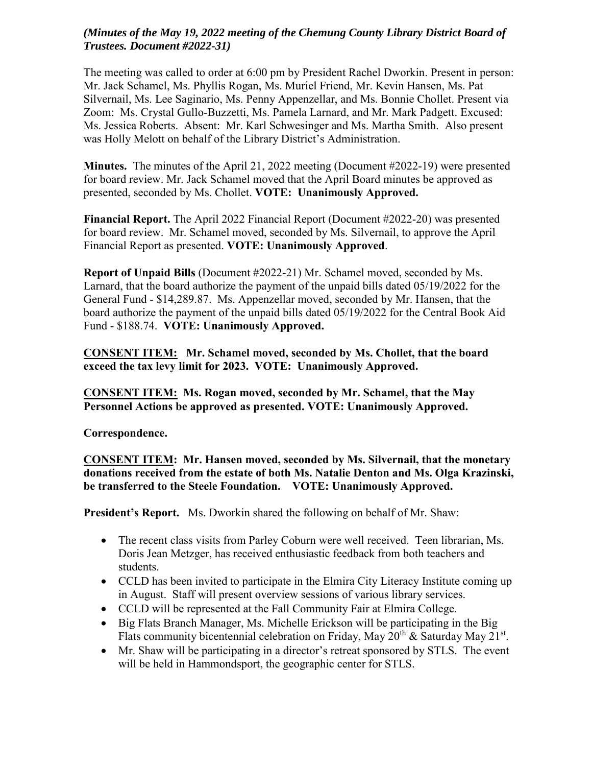*(Minutes of the May 19, 2022 meeting of the Chemung County Library District Board of Trustees. Document #2022-31)*

The meeting was called to order at 6:00 pm by President Rachel Dworkin. Present in person: Mr. Jack Schamel, Ms. Phyllis Rogan, Ms. Muriel Friend, Mr. Kevin Hansen, Ms. Pat Silvernail, Ms. Lee Saginario, Ms. Penny Appenzellar, and Ms. Bonnie Chollet. Present via Zoom: Ms. Crystal Gullo-Buzzetti, Ms. Pamela Larnard, and Mr. Mark Padgett. Excused: Ms. Jessica Roberts. Absent: Mr. Karl Schwesinger and Ms. Martha Smith. Also present was Holly Melott on behalf of the Library District's Administration.

**Minutes.** The minutes of the April 21, 2022 meeting (Document #2022-19) were presented for board review. Mr. Jack Schamel moved that the April Board minutes be approved as presented, seconded by Ms. Chollet. **VOTE: Unanimously Approved.**

**Financial Report.** The April 2022 Financial Report (Document #2022-20) was presented for board review. Mr. Schamel moved, seconded by Ms. Silvernail, to approve the April Financial Report as presented. **VOTE: Unanimously Approved**.

**Report of Unpaid Bills** (Document #2022-21) Mr. Schamel moved, seconded by Ms. Larnard, that the board authorize the payment of the unpaid bills dated 05/19/2022 for the General Fund - $14,289.87. Ms. Appenzellar moved, seconded by Mr. Hansen, that the board authorize the payment of the unpaid bills dated 05/19/2022 for the Central Book Aid Fund - $188.74. **VOTE: Unanimously Approved.**

**CONSENT ITEM: Mr. Schamel moved, seconded by Ms. Chollet, that the board exceed the tax levy limit for 2023. VOTE: Unanimously Approved.**

**CONSENT ITEM: Ms. Rogan moved, seconded by Mr. Schamel, that the May Personnel Actions be approved as presented. VOTE: Unanimously Approved.**

**Correspondence.**

**CONSENT ITEM: Mr. Hansen moved, seconded by Ms. Silvernail, that the monetary donations received from the estate of both Ms. Natalie Denton and Ms. Olga Krazinski, be transferred to the Steele Foundation. VOTE: Unanimously Approved.**

**President's Report.** Ms. Dworkin shared the following on behalf of Mr. Shaw:

- The recent class visits from Parley Coburn were well received. Teen librarian, Ms. Doris Jean Metzger, has received enthusiastic feedback from both teachers and students.
- CCLD has been invited to participate in the Elmira City Literacy Institute coming up in August. Staff will present overview sessions of various library services.
- CCLD will be represented at the Fall Community Fair at Elmira College.
- Big Flats Branch Manager, Ms. Michelle Erickson will be participating in the Big Flats community bicentennial celebration on Friday, May 20th & Saturday May 21st.
- Mr. Shaw will be participating in a director's retreat sponsored by STLS. The event will be held in Hammondsport, the geographic center for STLS.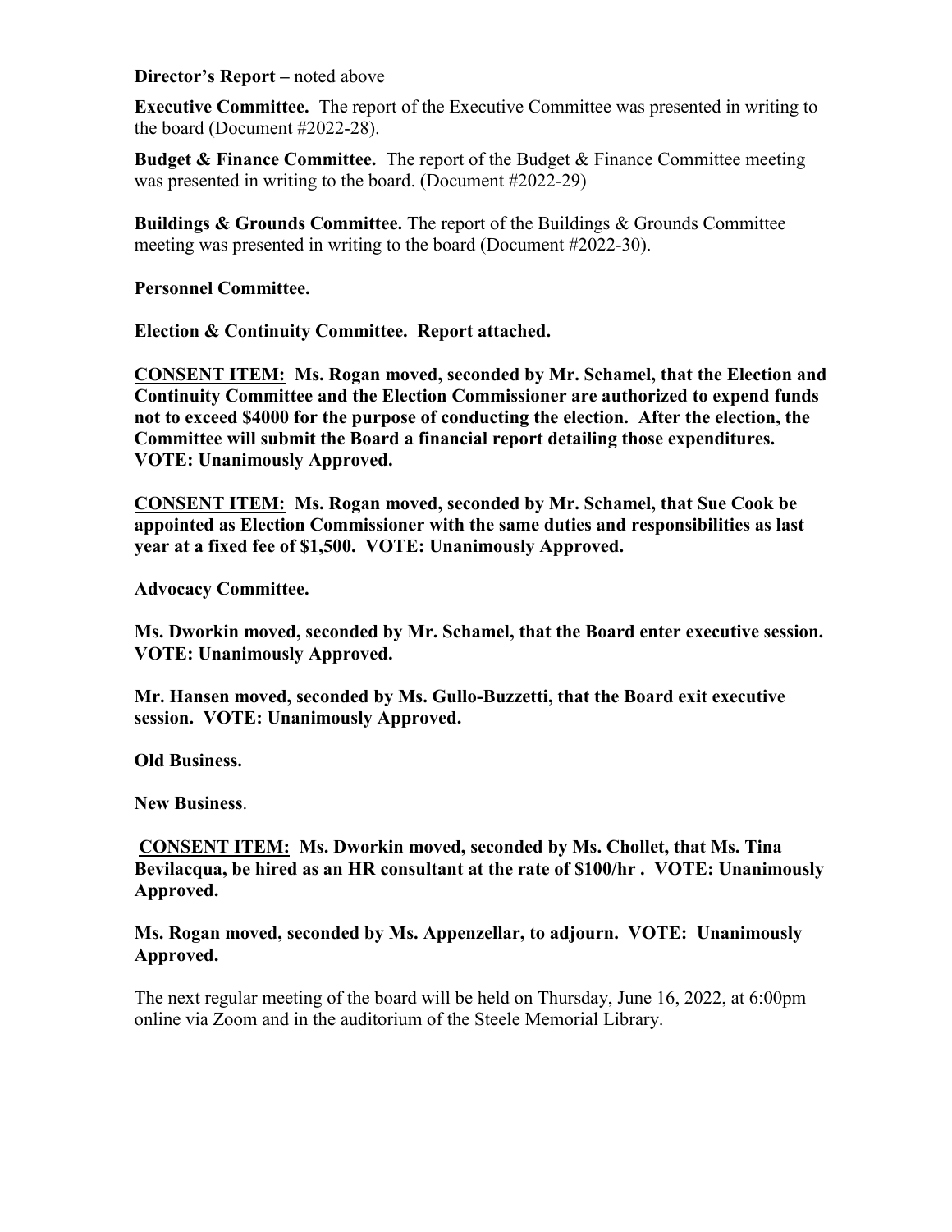**Director's Report –** noted above

**Executive Committee.** The report of the Executive Committee was presented in writing to the board (Document #2022-28).

**Budget & Finance Committee.** The report of the Budget & Finance Committee meeting was presented in writing to the board. (Document #2022-29)

**Buildings & Grounds Committee.** The report of the Buildings & Grounds Committee meeting was presented in writing to the board (Document #2022-30).

**Personnel Committee.**

**Election & Continuity Committee. Report attached.**

**<u>CONSENT ITEM:</u> Ms. Rogan moved, seconded by Mr. Schamel, that the Election and Continuity Committee and the Election Commissioner are authorized to expend funds not to exceed $4000 for the purpose of conducting the election. After the election, the Committee will submit the Board a financial report detailing those expenditures. VOTE: Unanimously Approved.**

**<u>CONSENT ITEM:</u> Ms. Rogan moved, seconded by Mr. Schamel, that Sue Cook be appointed as Election Commissioner with the same duties and responsibilities as last year at a fixed fee of $1,500. VOTE: Unanimously Approved.**

**Advocacy Committee.**

**Ms. Dworkin moved, seconded by Mr. Schamel, that the Board enter executive session. VOTE: Unanimously Approved.**

**Mr. Hansen moved, seconded by Ms. Gullo-Buzzetti, that the Board exit executive session. VOTE: Unanimously Approved.**

**Old Business.**

**New Business**.

**<u>CONSENT ITEM:</u> Ms. Dworkin moved, seconded by Ms. Chollet, that Ms. Tina Bevilacqua, be hired as an HR consultant at the rate of $100/hr . VOTE: Unanimously Approved.**

**Ms. Rogan moved, seconded by Ms. Appenzellar, to adjourn. VOTE: Unanimously Approved.**

The next regular meeting of the board will be held on Thursday, June 16, 2022, at 6:00pm online via Zoom and in the auditorium of the Steele Memorial Library.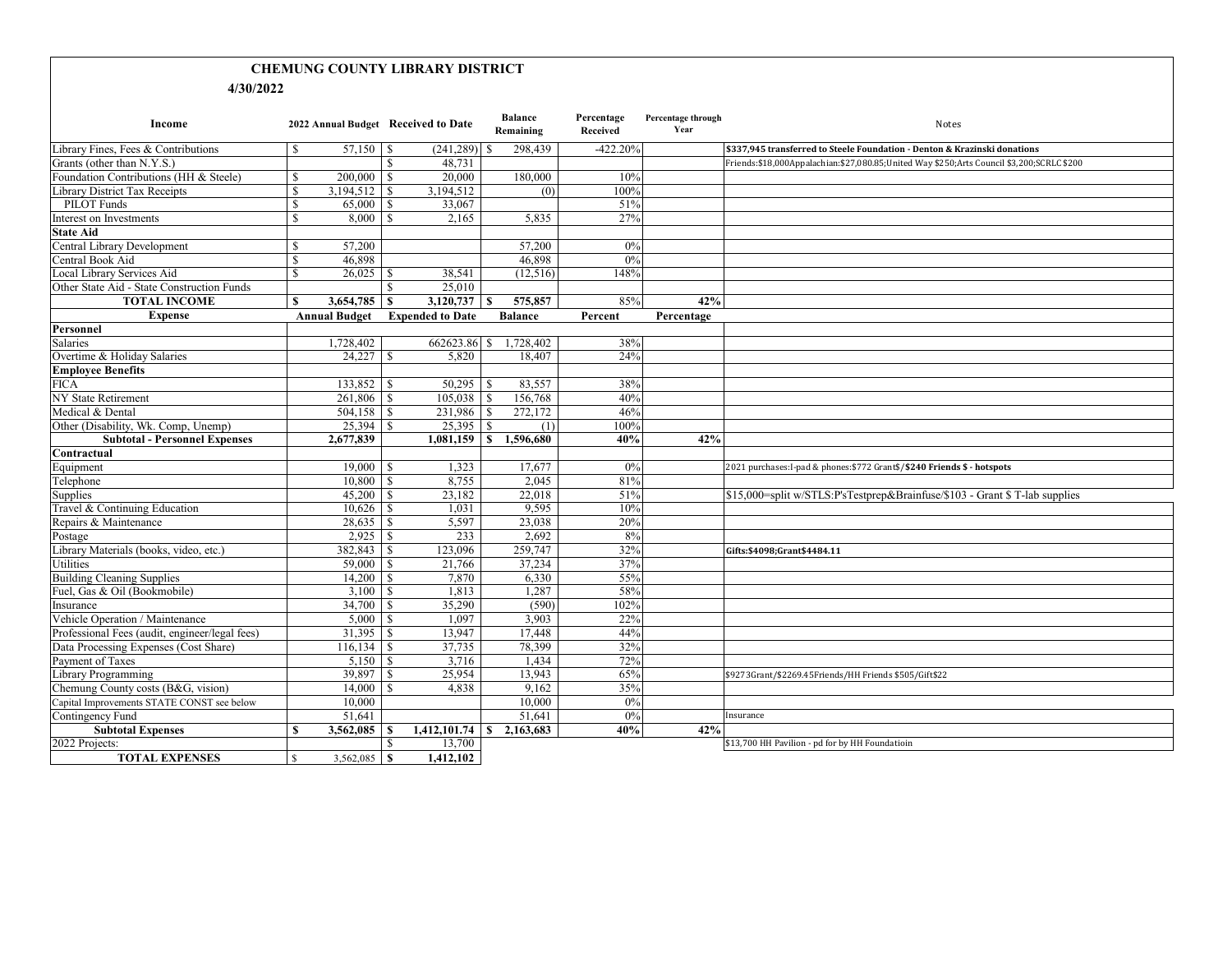# CHEMUNG COUNTY LIBRARY DISTRICT

**4/30/2022**

| Income | 2022 Annual Budget | Received to Date | Balance Remaining | Percentage Received | Percentage through Year | Notes |
|---|---|---|---|---|---|---|
| Library Fines, Fees & Contributions | $ 57,150 | $ (241,289) | $ 298,439 | -422.20% | | **$337,945 transferred to Steele Foundation - Denton & Krazinski donations** |
| Grants (other than N.Y.S.) | | $ 48,731 | | | | Friends:$18,000Appalachian:$27,080.85;United Way $250;Arts Council $3,200;SCRLC$200 |
| Foundation Contributions (HH & Steele) | $ 200,000 | $ 20,000 | 180,000 | 10% | | |
| Library District Tax Receipts | $ 3,194,512 | $ 3,194,512 | (0) | 100% | | |
| PILOT Funds | $ 65,000 | $ 33,067 | | 51% | | |
| Interest on Investments | $ 8,000 | $ 2,165 | 5,835 | 27% | | |
| **State Aid** | | | | | | |
| Central Library Development | $ 57,200 | | 57,200 | 0% | | |
| Central Book Aid | $ 46,898 | | 46,898 | 0% | | |
| Local Library Services Aid | $ 26,025 | $ 38,541 | (12,516) | 148% | | |
| Other State Aid - State Construction Funds | | $ 25,010 | | | | |
| **TOTAL INCOME** | **$ 3,654,785** | **$ 3,120,737** | **$ 575,857** | 85% | **42%** | |
| **Expense** | **Annual Budget** | **Expended to Date** | **Balance** | **Percent** | **Percentage** | |
| **Personnel** | | | | | | |
| Salaries | 1,728,402 | 662623.86 | $ 1,728,402 | 38% | | |
| Overtime & Holiday Salaries | 24,227 | $ 5,820 | 18,407 | 24% | | |
| **Employee Benefits** | | | | | | |
| FICA | 133,852 | $ 50,295 | $ 83,557 | 38% | | |
| NY State Retirement | 261,806 | $ 105,038 | $ 156,768 | 40% | | |
| Medical & Dental | 504,158 | $ 231,986 | $ 272,172 | 46% | | |
| Other (Disability, Wk. Comp, Unemp) | 25,394 | $ 25,395 | $ (1) | 100% | | |
| **Subtotal - Personnel Expenses** | **2,677,839** | **1,081,159** | **$ 1,596,680** | **40%** | **42%** | |
| **Contractual** | | | | | | |
| Equipment | 19,000 | $ 1,323 | 17,677 | 0% | | 2021 purchases:I-pad & phones:$772 Grant$/**$240 Friends $ - hotspots** |
| Telephone | 10,800 | $ 8,755 | 2,045 | 81% | | |
| Supplies | 45,200 | $ 23,182 | 22,018 | 51% | | $15,000=split w/STLS:P'sTestprep&Brainfuse/$103 - Grant $ T-lab supplies |
| Travel & Continuing Education | 10,626 | $ 1,031 | 9,595 | 10% | | |
| Repairs & Maintenance | 28,635 | $ 5,597 | 23,038 | 20% | | |
| Postage | 2,925 | $ 233 | 2,692 | 8% | | |
| Library Materials (books, video, etc.) | 382,843 | $ 123,096 | 259,747 | 32% | | **Gifts:$4098;Grant$4484.11** |
| Utilities | 59,000 | $ 21,766 | 37,234 | 37% | | |
| Building Cleaning Supplies | 14,200 | $ 7,870 | 6,330 | 55% | | |
| Fuel, Gas & Oil (Bookmobile) | 3,100 | $ 1,813 | 1,287 | 58% | | |
| Insurance | 34,700 | $ 35,290 | (590) | 102% | | |
| Vehicle Operation / Maintenance | 5,000 | $ 1,097 | 3,903 | 22% | | |
| Professional Fees (audit, engineer/legal fees) | 31,395 | $ 13,947 | 17,448 | 44% | | |
| Data Processing Expenses (Cost Share) | 116,134 | $ 37,735 | 78,399 | 32% | | |
| Payment of Taxes | 5,150 | $ 3,716 | 1,434 | 72% | | |
| Library Programming | 39,897 | $ 25,954 | 13,943 | 65% | | $9273Grant/$2269.45Friends/HH Friends $505/Gift$22 |
| Chemung County costs (B&G, vision) | 14,000 | $ 4,838 | 9,162 | 35% | | |
| Capital Improvements STATE CONST see below | 10,000 | | 10,000 | 0% | | |
| Contingency Fund | 51,641 | | 51,641 | 0% | | Insurance |
| **Subtotal Expenses** | **$ 3,562,085** | **$ 1,412,101.74** | **$ 2,163,683** | **40%** | **42%** | |
| 2022 Projects: | | $ 13,700 | | | | $13,700 HH Pavilion - pd for by HH Foundatioin |
| **TOTAL EXPENSES** | $ 3,562,085 | **$ 1,412,102** | | | | |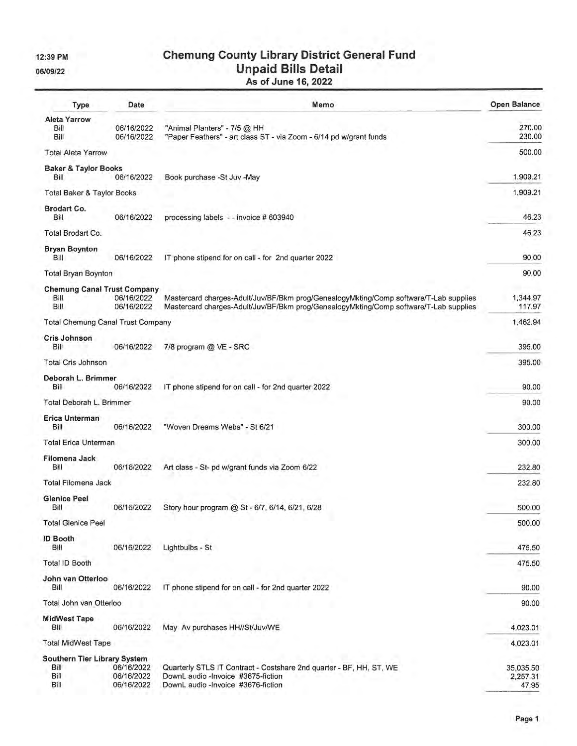12:39 PM
06/09/22

# Chemung County Library District General Fund
## Unpaid Bills Detail
### As of June 16, 2022

| Type | Date | Memo | Open Balance |
|---|---|---|---|
| **Aleta Yarrow** | | | |
| Bill | 06/16/2022 | "Animal Planters" - 7/5 @ HH | 270.00 |
| Bill | 06/16/2022 | "Paper Feathers" - art class ST - via Zoom - 6/14 pd w/grant funds | 230.00 |
| Total Aleta Yarrow | | | 500.00 |
| **Baker & Taylor Books** | | | |
| Bill | 06/16/2022 | Book purchase -St Juv -May | 1,909.21 |
| Total Baker & Taylor Books | | | 1,909.21 |
| **Brodart Co.** | | | |
| Bill | 06/16/2022 | processing labels - - invoice # 603940 | 46.23 |
| Total Brodart Co. | | | 46.23 |
| **Bryan Boynton** | | | |
| Bill | 06/16/2022 | IT phone stipend for on call - for 2nd quarter 2022 | 90.00 |
| Total Bryan Boynton | | | 90.00 |
| **Chemung Canal Trust Company** | | | |
| Bill | 06/16/2022 | Mastercard charges-Adult/Juv/BF/Bkm prog/GenealogyMkting/Comp software/T-Lab supplies | 1,344.97 |
| Bill | 06/16/2022 | Mastercard charges-Adult/Juv/BF/Bkm prog/GenealogyMkting/Comp software/T-Lab supplies | 117.97 |
| Total Chemung Canal Trust Company | | | 1,462.94 |
| **Cris Johnson** | | | |
| Bill | 06/16/2022 | 7/8 program @ VE - SRC | 395.00 |
| Total Cris Johnson | | | 395.00 |
| **Deborah L. Brimmer** | | | |
| Bill | 06/16/2022 | IT phone stipend for on call - for 2nd quarter 2022 | 90.00 |
| Total Deborah L. Brimmer | | | 90.00 |
| **Erica Unterman** | | | |
| Bill | 06/16/2022 | "Woven Dreams Webs" - St 6/21 | 300.00 |
| Total Erica Unterman | | | 300.00 |
| **Filomena Jack** | | | |
| Bill | 06/16/2022 | Art class - St- pd w/grant funds via Zoom 6/22 | 232.80 |
| Total Filomena Jack | | | 232.80 |
| **Glenice Peel** | | | |
| Bill | 06/16/2022 | Story hour program @ St - 6/7, 6/14, 6/21, 6/28 | 500.00 |
| Total Glenice Peel | | | 500.00 |
| **ID Booth** | | | |
| Bill | 06/16/2022 | Lightbulbs - St | 475.50 |
| Total ID Booth | | | 475.50 |
| **John van Otterloo** | | | |
| Bill | 06/16/2022 | IT phone stipend for on call - for 2nd quarter 2022 | 90.00 |
| Total John van Otterloo | | | 90.00 |
| **MidWest Tape** | | | |
| Bill | 06/16/2022 | May Av purchases HH//St/Juv/WE | 4,023.01 |
| Total MidWest Tape | | | 4,023.01 |
| **Southern Tier Library System** | | | |
| Bill | 06/16/2022 | Quarterly STLS IT Contract - Costshare 2nd quarter - BF, HH, ST, WE | 35,035.50 |
| Bill | 06/16/2022 | DownL audio -Invoice #3675-fiction | 2,257.31 |
| Bill | 06/16/2022 | DownL audio -Invoice #3676-fiction | 47.95 |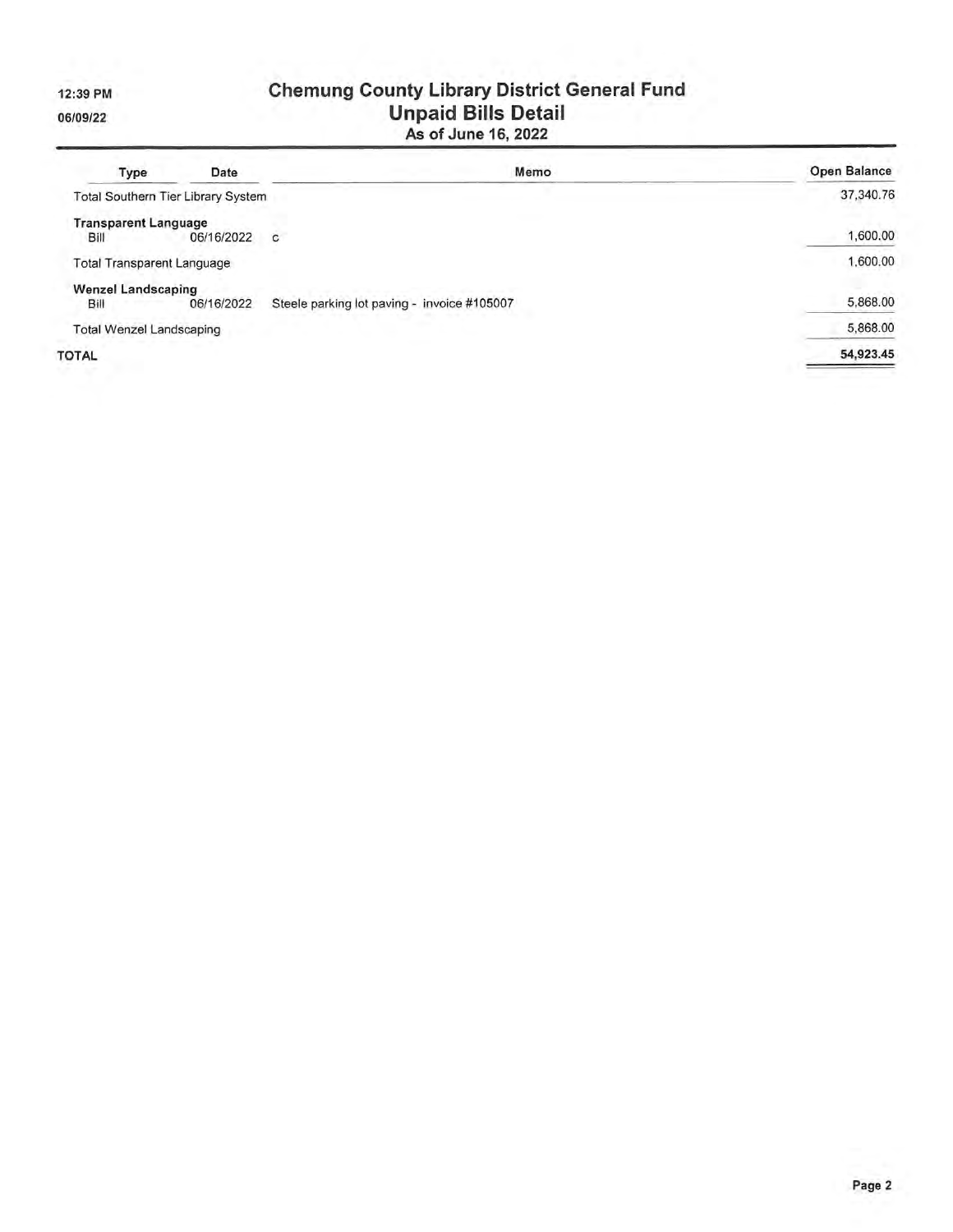# Chemung County Library District General Fund
## Unpaid Bills Detail
### As of June 16, 2022

12:39 PM
06/09/22

| Type | Date | Memo | Open Balance |
|---|---|---|---|
| Total Southern Tier Library System | | | 37,340.76 |
| **Transparent Language** | | | |
| Bill | 06/16/2022 | c | 1,600.00 |
| Total Transparent Language | | | 1,600.00 |
| **Wenzel Landscaping** | | | |
| Bill | 06/16/2022 | Steele parking lot paving - invoice #105007 | 5,868.00 |
| Total Wenzel Landscaping | | | 5,868.00 |
| **TOTAL** | | | **54,923.45** |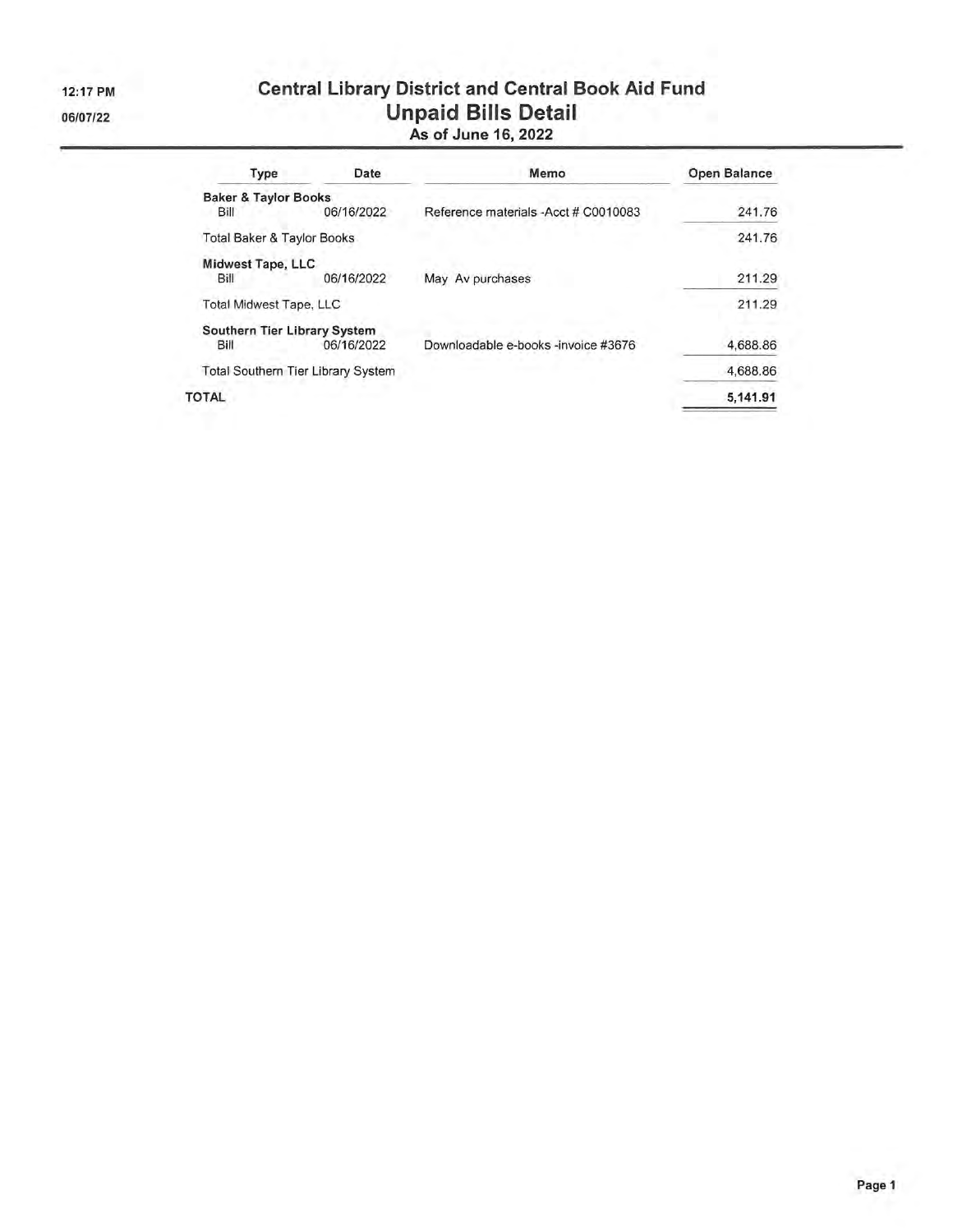12:17 PM

06/07/22

# Central Library District and Central Book Aid Fund
## Unpaid Bills Detail
### As of June 16, 2022

| Type | Date | Memo | Open Balance |
|---|---|---|---|
| **Baker & Taylor Books** | | | |
| Bill | 06/16/2022 | Reference materials -Acct # C0010083 | 241.76 |
| Total Baker & Taylor Books | | | 241.76 |
| **Midwest Tape, LLC** | | | |
| Bill | 06/16/2022 | May Av purchases | 211.29 |
| Total Midwest Tape, LLC | | | 211.29 |
| **Southern Tier Library System** | | | |
| Bill | 06/16/2022 | Downloadable e-books -invoice #3676 | 4,688.86 |
| Total Southern Tier Library System | | | 4,688.86 |
| TOTAL | | | **5,141.91** |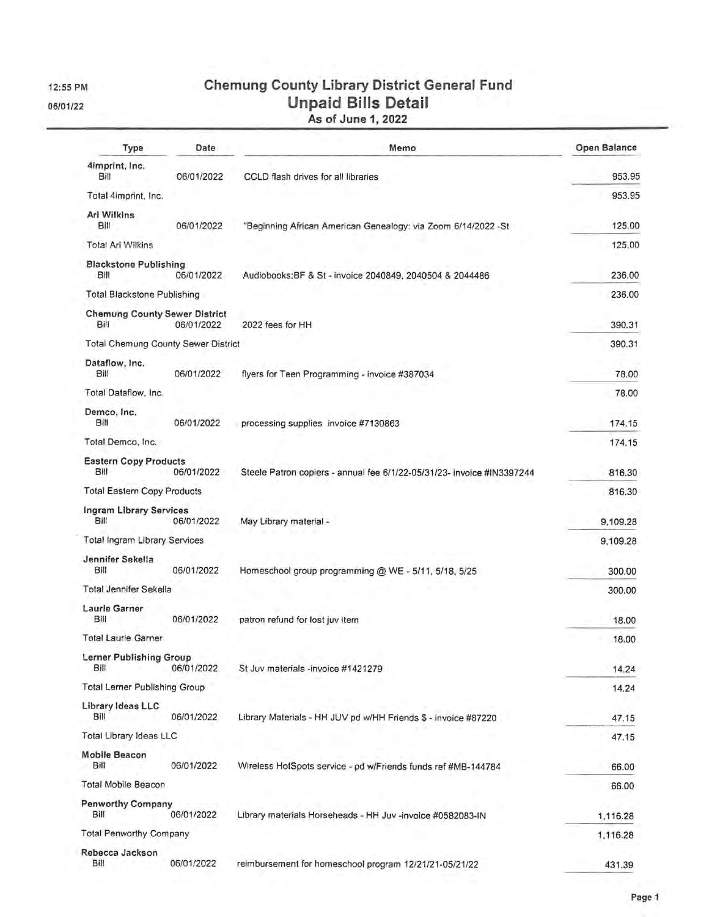12:55 PM

06/01/22

# Chemung County Library District General Fund
## Unpaid Bills Detail
### As of June 1, 2022

| Type | Date | Memo | Open Balance |
|---|---|---|---|
| **4imprint, Inc.** | | | |
| Bill | 06/01/2022 | CCLD flash drives for all libraries | 953.95 |
| Total 4imprint, Inc. | | | 953.95 |
| **Ari Wilkins** | | | |
| Bill | 06/01/2022 | "Beginning African American Genealogy: via Zoom 6/14/2022 -St | 125.00 |
| Total Ari Wilkins | | | 125.00 |
| **Blackstone Publishing** | | | |
| Bill | 06/01/2022 | Audiobooks:BF & St - invoice 2040849, 2040504 & 2044486 | 236.00 |
| Total Blackstone Publishing | | | 236.00 |
| **Chemung County Sewer District** | | | |
| Bill | 06/01/2022 | 2022 fees for HH | 390.31 |
| Total Chemung County Sewer District | | | 390.31 |
| **Dataflow, Inc.** | | | |
| Bill | 06/01/2022 | flyers for Teen Programming - invoice #387034 | 78.00 |
| Total Dataflow, Inc. | | | 78.00 |
| **Demco, Inc.** | | | |
| Bill | 06/01/2022 | processing supplies invoice #7130863 | 174.15 |
| Total Demco, Inc. | | | 174.15 |
| **Eastern Copy Products** | | | |
| Bill | 06/01/2022 | Steele Patron copiers - annual fee 6/1/22-05/31/23- invoice #IN3397244 | 816.30 |
| Total Eastern Copy Products | | | 816.30 |
| **Ingram Library Services** | | | |
| Bill | 06/01/2022 | May Library material - | 9,109.28 |
| Total Ingram Library Services | | | 9,109.28 |
| **Jennifer Sekella** | | | |
| Bill | 06/01/2022 | Homeschool group programming @ WE - 5/11, 5/18, 5/25 | 300.00 |
| Total Jennifer Sekella | | | 300.00 |
| **Laurie Garner** | | | |
| Bill | 06/01/2022 | patron refund for lost juv item | 18.00 |
| Total Laurie Garner | | | 18.00 |
| **Lerner Publishing Group** | | | |
| Bill | 06/01/2022 | St Juv materials -invoice #1421279 | 14.24 |
| Total Lerner Publishing Group | | | 14.24 |
| **Library Ideas LLC** | | | |
| Bill | 06/01/2022 | Library Materials - HH JUV pd w/HH Friends $ - invoice #87220 | 47.15 |
| Total Library Ideas LLC | | | 47.15 |
| **Mobile Beacon** | | | |
| Bill | 06/01/2022 | Wireless HotSpots service - pd w/Friends funds ref #MB-144784 | 66.00 |
| Total Mobile Beacon | | | 66.00 |
| **Penworthy Company** | | | |
| Bill | 06/01/2022 | Library materials Horseheads - HH Juv -invoice #0582083-IN | 1,116.28 |
| Total Penworthy Company | | | 1,116.28 |
| **Rebecca Jackson** | | | |
| Bill | 06/01/2022 | reimbursement for homeschool program 12/21/21-05/21/22 | 431.39 |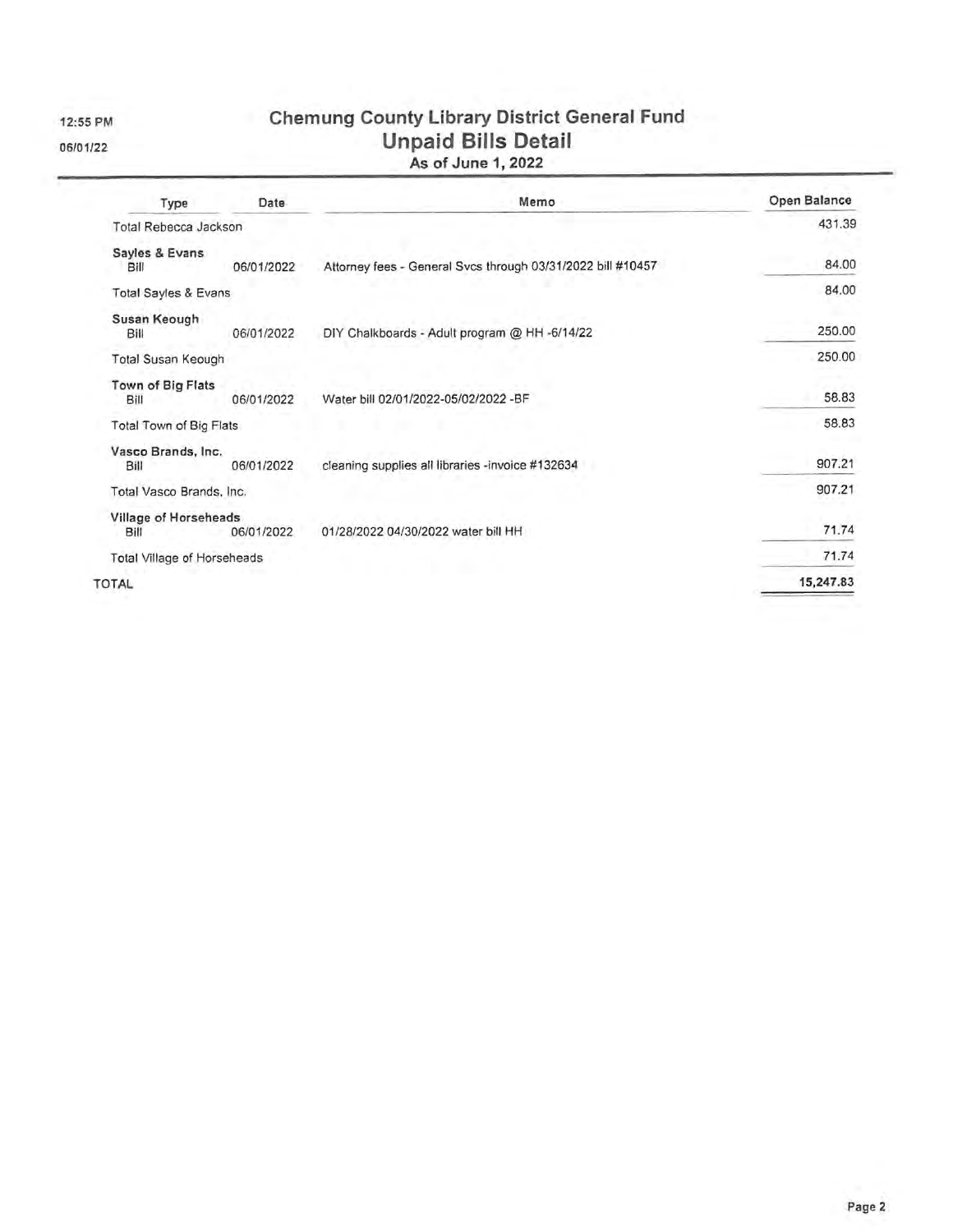12:55 PM

06/01/22

# Chemung County Library District General Fund
## Unpaid Bills Detail
### As of June 1, 2022

| Type | Date | Memo | Open Balance |
|---|---|---|---|
| Total Rebecca Jackson | | | 431.39 |
| **Sayles & Evans** | | | |
| Bill | 06/01/2022 | Attorney fees - General Svcs through 03/31/2022 bill #10457 | 84.00 |
| Total Sayles & Evans | | | 84.00 |
| **Susan Keough** | | | |
| Bill | 06/01/2022 | DIY Chalkboards - Adult program @ HH -6/14/22 | 250.00 |
| Total Susan Keough | | | 250.00 |
| **Town of Big Flats** | | | |
| Bill | 06/01/2022 | Water bill 02/01/2022-05/02/2022 -BF | 58.83 |
| Total Town of Big Flats | | | 58.83 |
| **Vasco Brands, Inc.** | | | |
| Bill | 06/01/2022 | cleaning supplies all libraries -invoice #132634 | 907.21 |
| Total Vasco Brands, Inc. | | | 907.21 |
| **Village of Horseheads** | | | |
| Bill | 06/01/2022 | 01/28/2022 04/30/2022 water bill HH | 71.74 |
| Total Village of Horseheads | | | 71.74 |
| TOTAL | | | 15,247.83 |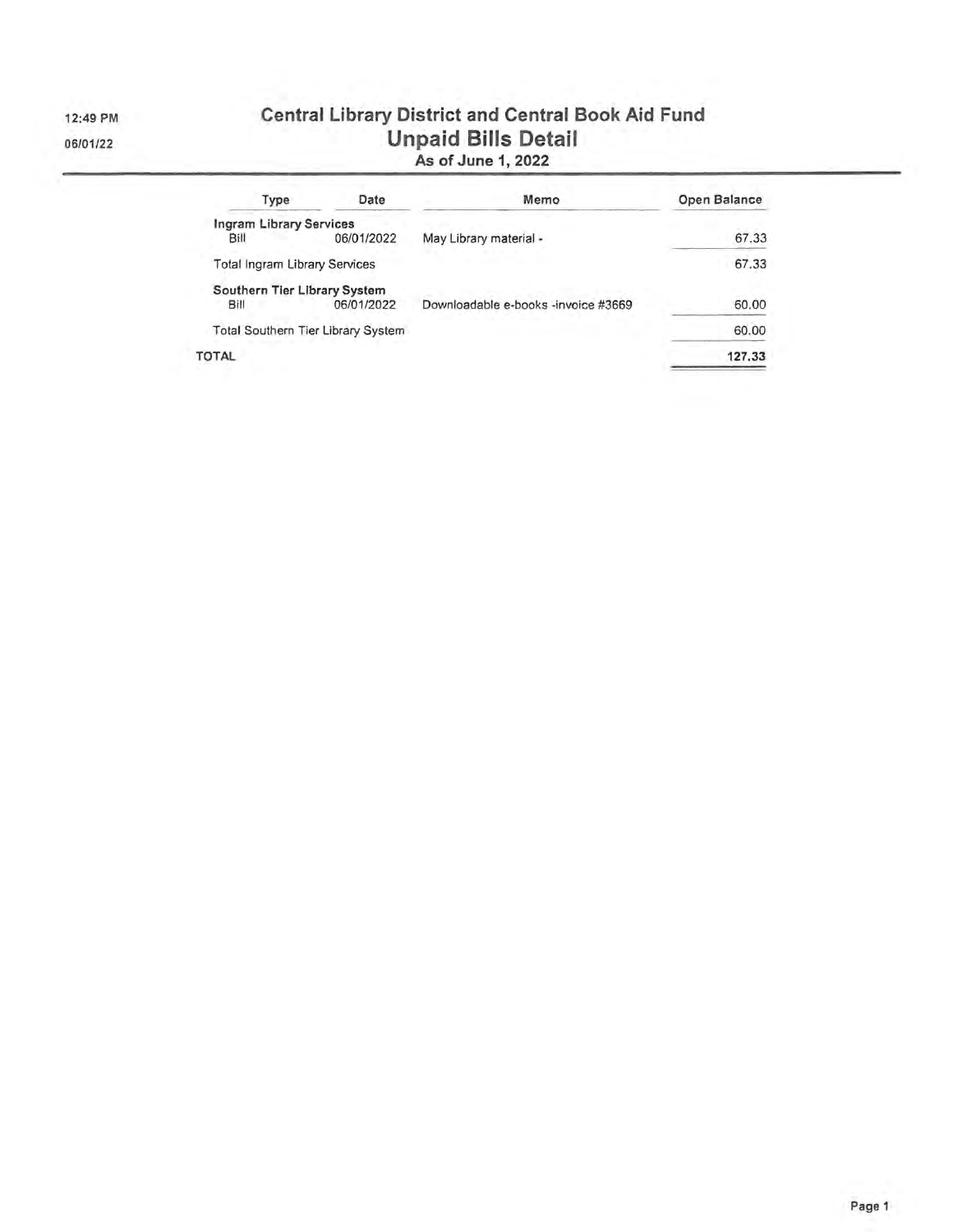12:49 PM

06/01/22

# Central Library District and Central Book Aid Fund
## Unpaid Bills Detail
### As of June 1, 2022

| Type | Date | Memo | Open Balance |
|---|---|---|---|
| **Ingram Library Services** | | | |
| Bill | 06/01/2022 | May Library material - | 67.33 |
| Total Ingram Library Services | | | 67.33 |
| **Southern Tier Library System** | | | |
| Bill | 06/01/2022 | Downloadable e-books -invoice #3669 | 60.00 |
| Total Southern Tier Library System | | | 60.00 |
| **TOTAL** | | | **127.33** |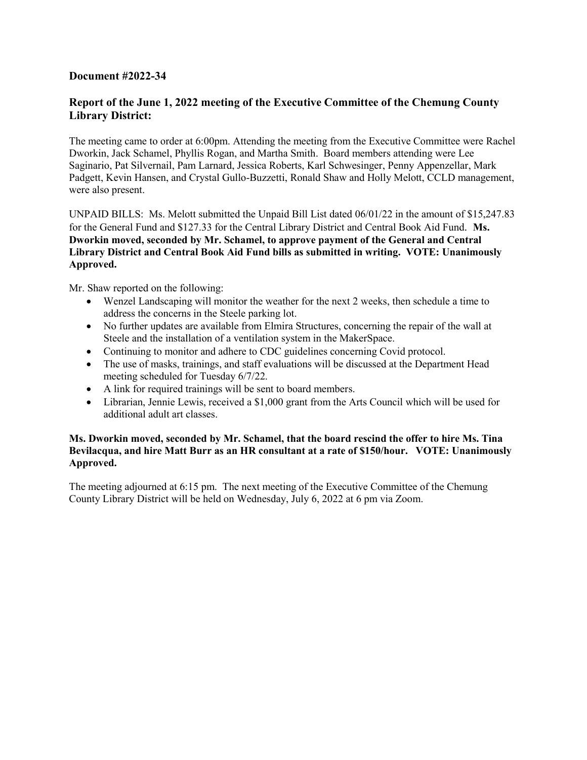**Document #2022-34**

## Report of the June 1, 2022 meeting of the Executive Committee of the Chemung County Library District:

The meeting came to order at 6:00pm. Attending the meeting from the Executive Committee were Rachel Dworkin, Jack Schamel, Phyllis Rogan, and Martha Smith. Board members attending were Lee Saginario, Pat Silvernail, Pam Larnard, Jessica Roberts, Karl Schwesinger, Penny Appenzellar, Mark Padgett, Kevin Hansen, and Crystal Gullo-Buzzetti, Ronald Shaw and Holly Melott, CCLD management, were also present.

UNPAID BILLS: Ms. Melott submitted the Unpaid Bill List dated 06/01/22 in the amount of $15,247.83 for the General Fund and $127.33 for the Central Library District and Central Book Aid Fund. **Ms. Dworkin moved, seconded by Mr. Schamel, to approve payment of the General and Central Library District and Central Book Aid Fund bills as submitted in writing. VOTE: Unanimously Approved.**

Mr. Shaw reported on the following:

- Wenzel Landscaping will monitor the weather for the next 2 weeks, then schedule a time to address the concerns in the Steele parking lot.
- No further updates are available from Elmira Structures, concerning the repair of the wall at Steele and the installation of a ventilation system in the MakerSpace.
- Continuing to monitor and adhere to CDC guidelines concerning Covid protocol.
- The use of masks, trainings, and staff evaluations will be discussed at the Department Head meeting scheduled for Tuesday 6/7/22.
- A link for required trainings will be sent to board members.
- Librarian, Jennie Lewis, received a $1,000 grant from the Arts Council which will be used for additional adult art classes.

**Ms. Dworkin moved, seconded by Mr. Schamel, that the board rescind the offer to hire Ms. Tina Bevilacqua, and hire Matt Burr as an HR consultant at a rate of $150/hour. VOTE: Unanimously Approved.**

The meeting adjourned at 6:15 pm. The next meeting of the Executive Committee of the Chemung County Library District will be held on Wednesday, July 6, 2022 at 6 pm via Zoom.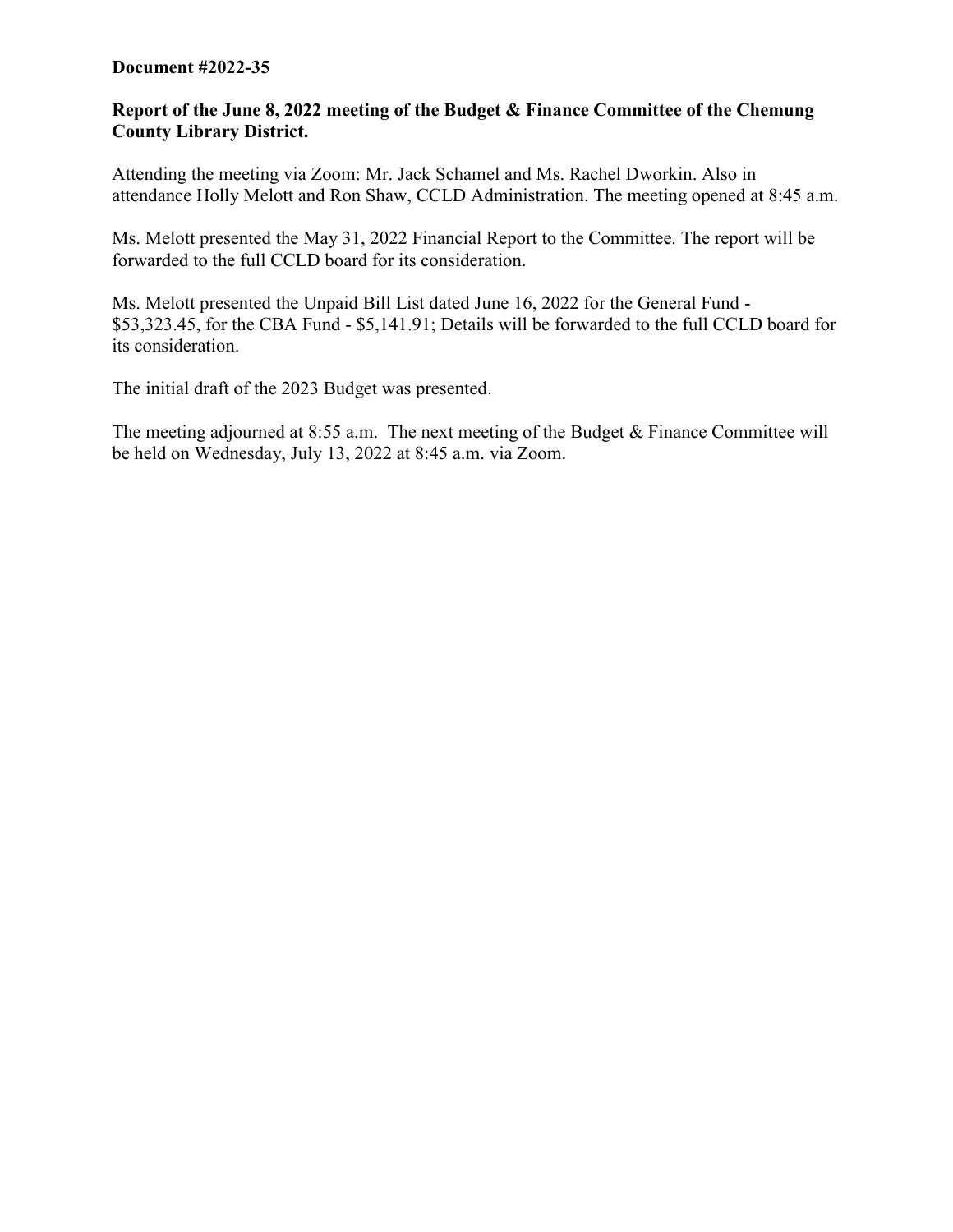**Document #2022-35**

**Report of the June 8, 2022 meeting of the Budget & Finance Committee of the Chemung County Library District.**

Attending the meeting via Zoom: Mr. Jack Schamel and Ms. Rachel Dworkin. Also in attendance Holly Melott and Ron Shaw, CCLD Administration. The meeting opened at 8:45 a.m.

Ms. Melott presented the May 31, 2022 Financial Report to the Committee. The report will be forwarded to the full CCLD board for its consideration.

Ms. Melott presented the Unpaid Bill List dated June 16, 2022 for the General Fund - $53,323.45, for the CBA Fund - $5,141.91; Details will be forwarded to the full CCLD board for its consideration.

The initial draft of the 2023 Budget was presented.

The meeting adjourned at 8:55 a.m. The next meeting of the Budget & Finance Committee will be held on Wednesday, July 13, 2022 at 8:45 a.m. via Zoom.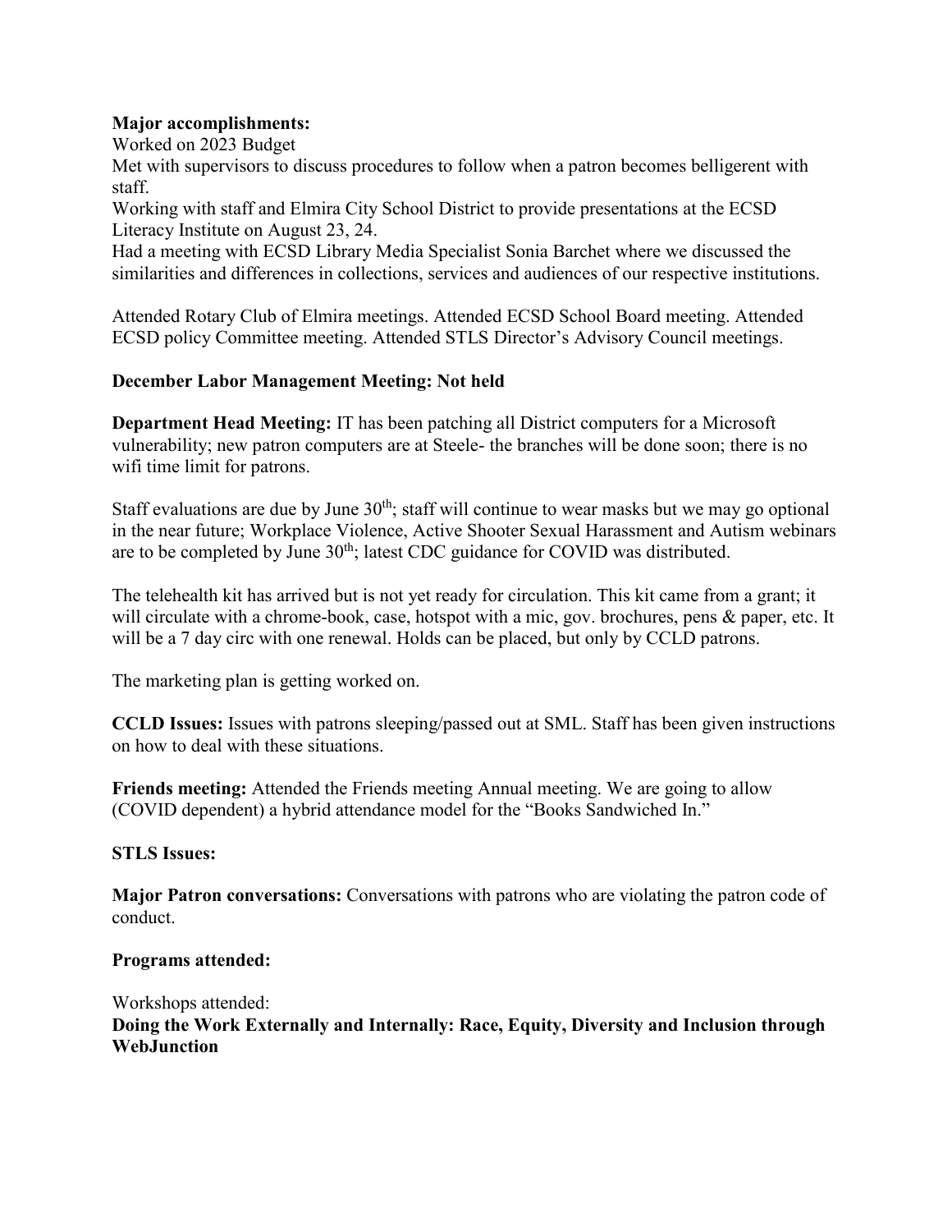**Major accomplishments:**

Worked on 2023 Budget

Met with supervisors to discuss procedures to follow when a patron becomes belligerent with staff.

Working with staff and Elmira City School District to provide presentations at the ECSD Literacy Institute on August 23, 24.

Had a meeting with ECSD Library Media Specialist Sonia Barchet where we discussed the similarities and differences in collections, services and audiences of our respective institutions.

Attended Rotary Club of Elmira meetings. Attended ECSD School Board meeting. Attended ECSD policy Committee meeting. Attended STLS Director's Advisory Council meetings.

**December Labor Management Meeting: Not held**

**Department Head Meeting:** IT has been patching all District computers for a Microsoft vulnerability; new patron computers are at Steele- the branches will be done soon; there is no wifi time limit for patrons.

Staff evaluations are due by June 30th; staff will continue to wear masks but we may go optional in the near future; Workplace Violence, Active Shooter Sexual Harassment and Autism webinars are to be completed by June 30th; latest CDC guidance for COVID was distributed.

The telehealth kit has arrived but is not yet ready for circulation. This kit came from a grant; it will circulate with a chrome-book, case, hotspot with a mic, gov. brochures, pens & paper, etc. It will be a 7 day circ with one renewal. Holds can be placed, but only by CCLD patrons.

The marketing plan is getting worked on.

**CCLD Issues:** Issues with patrons sleeping/passed out at SML. Staff has been given instructions on how to deal with these situations.

**Friends meeting:** Attended the Friends meeting Annual meeting. We are going to allow (COVID dependent) a hybrid attendance model for the "Books Sandwiched In."

**STLS Issues:**

**Major Patron conversations:** Conversations with patrons who are violating the patron code of conduct.

**Programs attended:**

Workshops attended:

**Doing the Work Externally and Internally: Race, Equity, Diversity and Inclusion through WebJunction**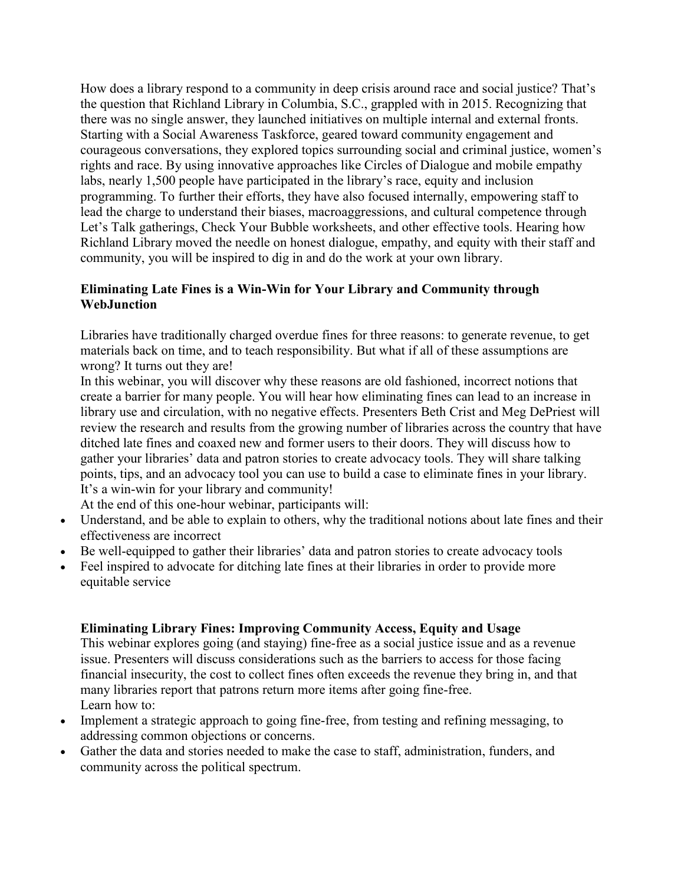How does a library respond to a community in deep crisis around race and social justice? That's the question that Richland Library in Columbia, S.C., grappled with in 2015. Recognizing that there was no single answer, they launched initiatives on multiple internal and external fronts. Starting with a Social Awareness Taskforce, geared toward community engagement and courageous conversations, they explored topics surrounding social and criminal justice, women's rights and race. By using innovative approaches like Circles of Dialogue and mobile empathy labs, nearly 1,500 people have participated in the library's race, equity and inclusion programming. To further their efforts, they have also focused internally, empowering staff to lead the charge to understand their biases, macroaggressions, and cultural competence through Let's Talk gatherings, Check Your Bubble worksheets, and other effective tools. Hearing how Richland Library moved the needle on honest dialogue, empathy, and equity with their staff and community, you will be inspired to dig in and do the work at your own library.

**Eliminating Late Fines is a Win-Win for Your Library and Community through WebJunction**

Libraries have traditionally charged overdue fines for three reasons: to generate revenue, to get materials back on time, and to teach responsibility. But what if all of these assumptions are wrong? It turns out they are!

In this webinar, you will discover why these reasons are old fashioned, incorrect notions that create a barrier for many people. You will hear how eliminating fines can lead to an increase in library use and circulation, with no negative effects. Presenters Beth Crist and Meg DePriest will review the research and results from the growing number of libraries across the country that have ditched late fines and coaxed new and former users to their doors. They will discuss how to gather your libraries' data and patron stories to create advocacy tools. They will share talking points, tips, and an advocacy tool you can use to build a case to eliminate fines in your library. It's a win-win for your library and community!

At the end of this one-hour webinar, participants will:

- Understand, and be able to explain to others, why the traditional notions about late fines and their effectiveness are incorrect
- Be well-equipped to gather their libraries' data and patron stories to create advocacy tools
- Feel inspired to advocate for ditching late fines at their libraries in order to provide more equitable service

**Eliminating Library Fines: Improving Community Access, Equity and Usage**

This webinar explores going (and staying) fine-free as a social justice issue and as a revenue issue. Presenters will discuss considerations such as the barriers to access for those facing financial insecurity, the cost to collect fines often exceeds the revenue they bring in, and that many libraries report that patrons return more items after going fine-free.

Learn how to:

- Implement a strategic approach to going fine-free, from testing and refining messaging, to addressing common objections or concerns.
- Gather the data and stories needed to make the case to staff, administration, funders, and community across the political spectrum.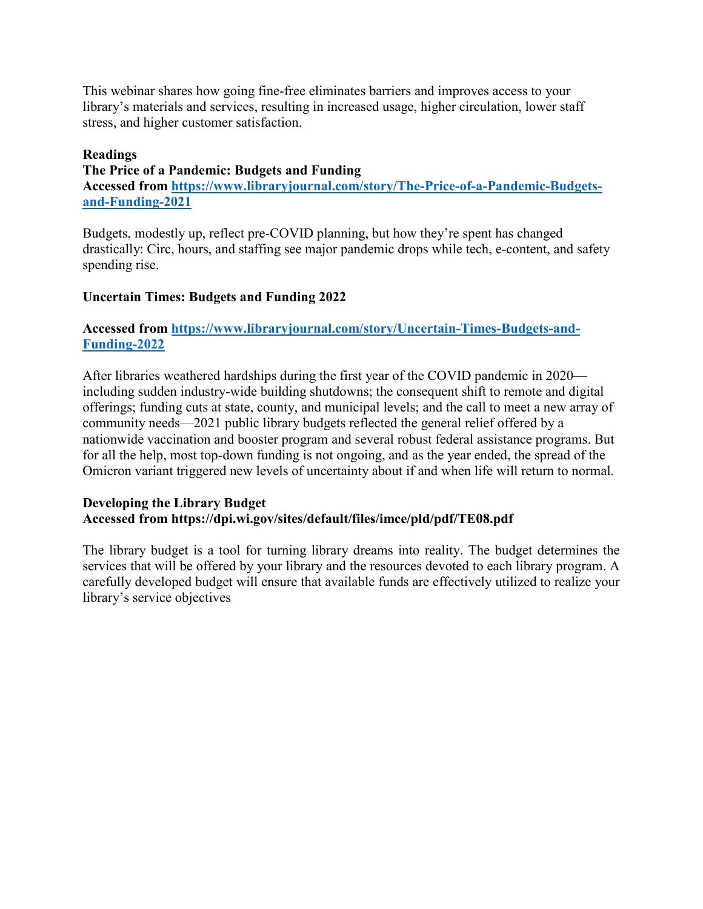This webinar shares how going fine-free eliminates barriers and improves access to your library's materials and services, resulting in increased usage, higher circulation, lower staff stress, and higher customer satisfaction.

**Readings**

**The Price of a Pandemic: Budgets and Funding**
**Accessed from [https://www.libraryjournal.com/story/The-Price-of-a-Pandemic-Budgets-and-Funding-2021](https://www.libraryjournal.com/story/The-Price-of-a-Pandemic-Budgets-and-Funding-2021)**

Budgets, modestly up, reflect pre-COVID planning, but how they're spent has changed drastically: Circ, hours, and staffing see major pandemic drops while tech, e-content, and safety spending rise.

**Uncertain Times: Budgets and Funding 2022**

**Accessed from [https://www.libraryjournal.com/story/Uncertain-Times-Budgets-and-Funding-2022](https://www.libraryjournal.com/story/Uncertain-Times-Budgets-and-Funding-2022)**

After libraries weathered hardships during the first year of the COVID pandemic in 2020—including sudden industry-wide building shutdowns; the consequent shift to remote and digital offerings; funding cuts at state, county, and municipal levels; and the call to meet a new array of community needs—2021 public library budgets reflected the general relief offered by a nationwide vaccination and booster program and several robust federal assistance programs. But for all the help, most top-down funding is not ongoing, and as the year ended, the spread of the Omicron variant triggered new levels of uncertainty about if and when life will return to normal.

**Developing the Library Budget**
**Accessed from https://dpi.wi.gov/sites/default/files/imce/pld/pdf/TE08.pdf**

The library budget is a tool for turning library dreams into reality. The budget determines the services that will be offered by your library and the resources devoted to each library program. A carefully developed budget will ensure that available funds are effectively utilized to realize your library's service objectives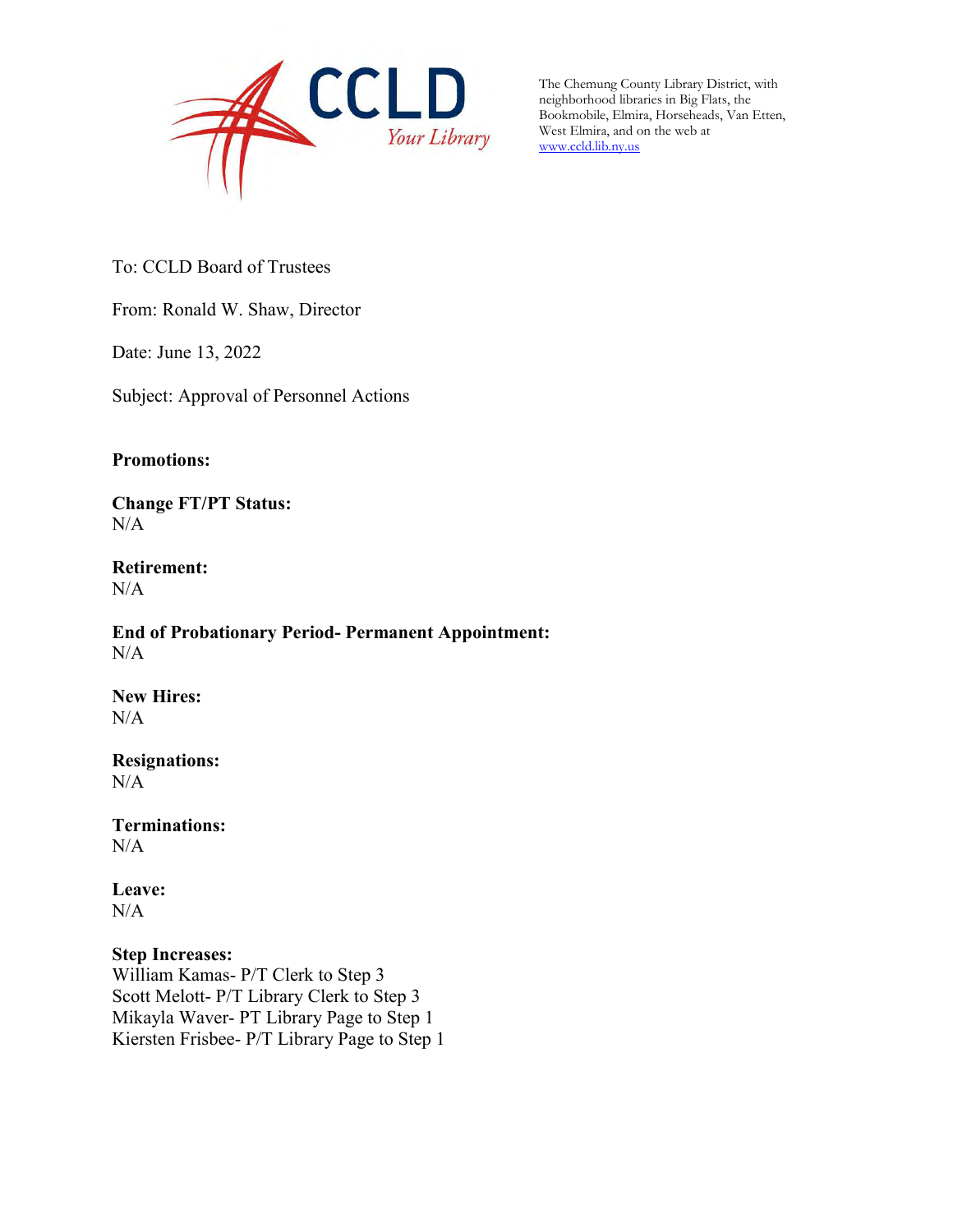CCLD
*Your Library*

The Chemung County Library District, with neighborhood libraries in Big Flats, the Bookmobile, Elmira, Horseheads, Van Etten, West Elmira, and on the web at www.ccld.lib.ny.us

To: CCLD Board of Trustees

From: Ronald W. Shaw, Director

Date: June 13, 2022

Subject: Approval of Personnel Actions

**Promotions:**

**Change FT/PT Status:**
N/A

**Retirement:**
N/A

**End of Probationary Period- Permanent Appointment:**
N/A

**New Hires:**
N/A

**Resignations:**
N/A

**Terminations:**
N/A

**Leave:**
N/A

**Step Increases:**
William Kamas- P/T Clerk to Step 3
Scott Melott- P/T Library Clerk to Step 3
Mikayla Waver- PT Library Page to Step 1
Kiersten Frisbee- P/T Library Page to Step 1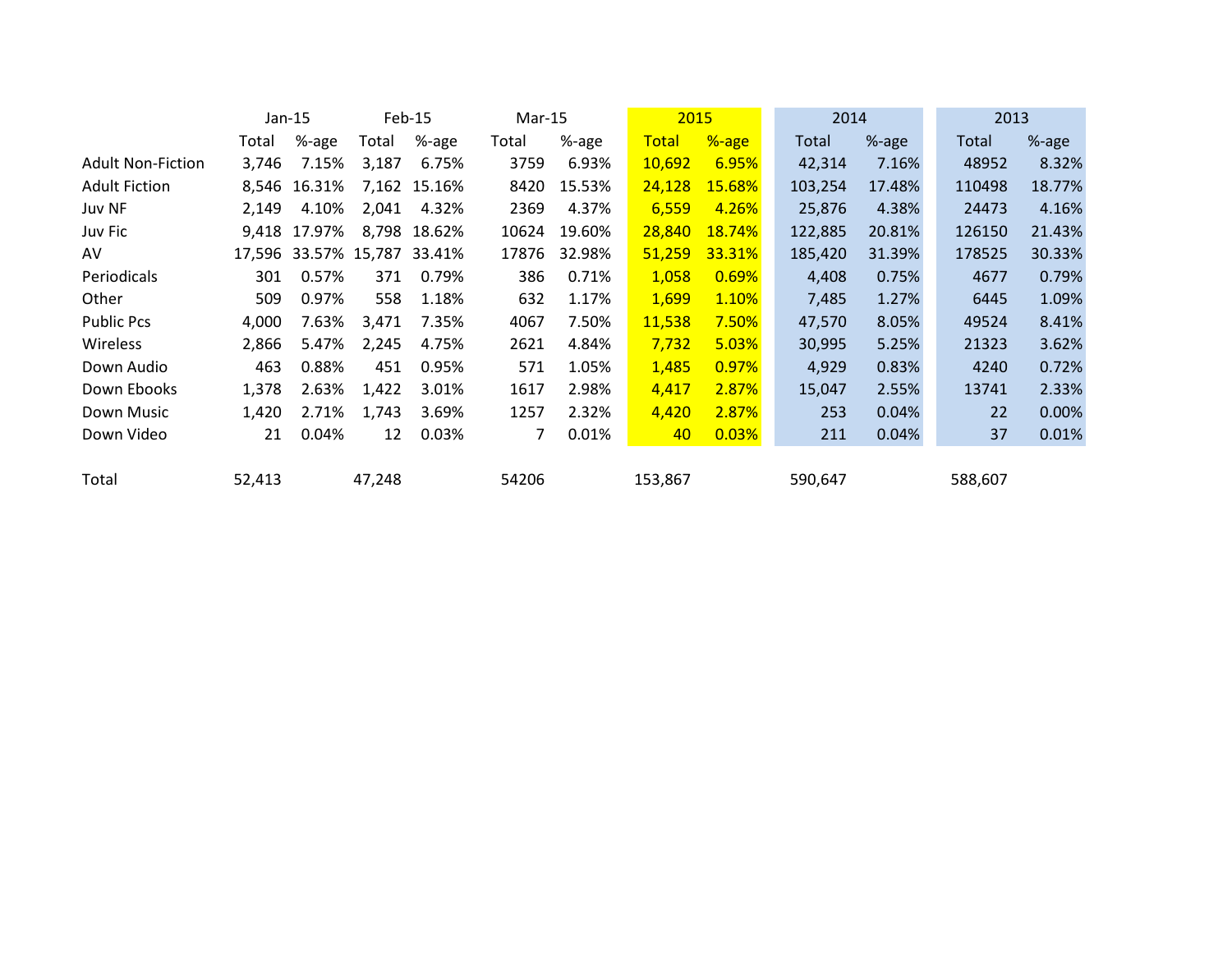| | Jan-15 | | Feb-15 | | Mar-15 | | 2015 | | 2014 | | 2013 | |
|---|---|---|---|---|---|---|---|---|---|---|---|---|
| | Total | %-age | Total | %-age | Total | %-age | Total | %-age | Total | %-age | Total | %-age |
| Adult Non-Fiction | 3,746 | 7.15% | 3,187 | 6.75% | 3759 | 6.93% | 10,692 | 6.95% | 42,314 | 7.16% | 48952 | 8.32% |
| Adult Fiction | 8,546 | 16.31% | 7,162 | 15.16% | 8420 | 15.53% | 24,128 | 15.68% | 103,254 | 17.48% | 110498 | 18.77% |
| Juv NF | 2,149 | 4.10% | 2,041 | 4.32% | 2369 | 4.37% | 6,559 | 4.26% | 25,876 | 4.38% | 24473 | 4.16% |
| Juv Fic | 9,418 | 17.97% | 8,798 | 18.62% | 10624 | 19.60% | 28,840 | 18.74% | 122,885 | 20.81% | 126150 | 21.43% |
| AV | 17,596 | 33.57% | 15,787 | 33.41% | 17876 | 32.98% | 51,259 | 33.31% | 185,420 | 31.39% | 178525 | 30.33% |
| Periodicals | 301 | 0.57% | 371 | 0.79% | 386 | 0.71% | 1,058 | 0.69% | 4,408 | 0.75% | 4677 | 0.79% |
| Other | 509 | 0.97% | 558 | 1.18% | 632 | 1.17% | 1,699 | 1.10% | 7,485 | 1.27% | 6445 | 1.09% |
| Public Pcs | 4,000 | 7.63% | 3,471 | 7.35% | 4067 | 7.50% | 11,538 | 7.50% | 47,570 | 8.05% | 49524 | 8.41% |
| Wireless | 2,866 | 5.47% | 2,245 | 4.75% | 2621 | 4.84% | 7,732 | 5.03% | 30,995 | 5.25% | 21323 | 3.62% |
| Down Audio | 463 | 0.88% | 451 | 0.95% | 571 | 1.05% | 1,485 | 0.97% | 4,929 | 0.83% | 4240 | 0.72% |
| Down Ebooks | 1,378 | 2.63% | 1,422 | 3.01% | 1617 | 2.98% | 4,417 | 2.87% | 15,047 | 2.55% | 13741 | 2.33% |
| Down Music | 1,420 | 2.71% | 1,743 | 3.69% | 1257 | 2.32% | 4,420 | 2.87% | 253 | 0.04% | 22 | 0.00% |
| Down Video | 21 | 0.04% | 12 | 0.03% | 7 | 0.01% | 40 | 0.03% | 211 | 0.04% | 37 | 0.01% |
| | | | | | | | | | | | | |
| Total | 52,413 | | 47,248 | | 54206 | | 153,867 | | 590,647 | | 588,607 | |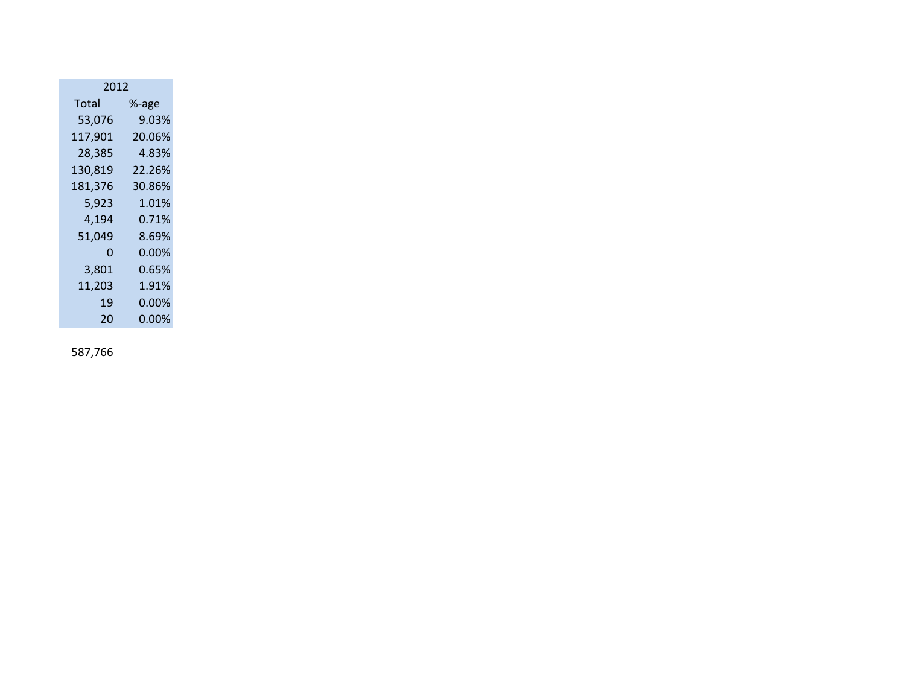| 2012 | |
|---|---|
| Total | %-age |
| 53,076 | 9.03% |
| 117,901 | 20.06% |
| 28,385 | 4.83% |
| 130,819 | 22.26% |
| 181,376 | 30.86% |
| 5,923 | 1.01% |
| 4,194 | 0.71% |
| 51,049 | 8.69% |
| 0 | 0.00% |
| 3,801 | 0.65% |
| 11,203 | 1.91% |
| 19 | 0.00% |
| 20 | 0.00% |

587,766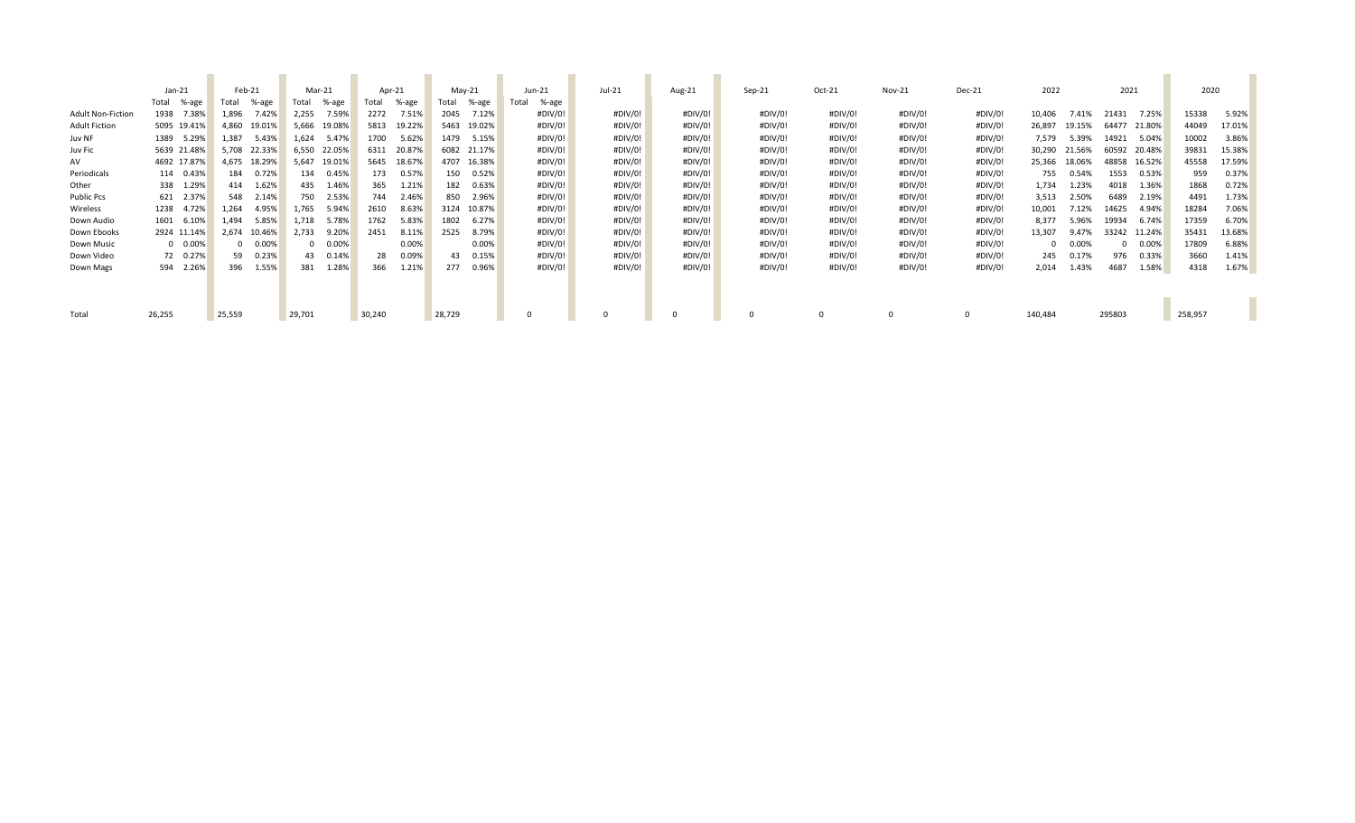| | Jan-21 | | Feb-21 | | Mar-21 | | Apr-21 | | May-21 | | Jun-21 | | Jul-21 | Aug-21 | Sep-21 | Oct-21 | Nov-21 | Dec-21 | 2022 | | 2021 | | 2020 | |
|---|---|---|---|---|---|---|---|---|---|---|---|---|---|---|---|---|---|---|---|---|---|---|---|---|
| | Total | %-age | Total | %-age | Total | %-age | Total | %-age | Total | %-age | Total | %-age | | | | | | | | | | | | |
| Adult Non-Fiction | 1938 | 7.38% | 1,896 | 7.42% | 2,255 | 7.59% | 2272 | 7.51% | 2045 | 7.12% | | #DIV/0! | #DIV/0! | #DIV/0! | #DIV/0! | #DIV/0! | #DIV/0! | #DIV/0! | 10,406 | 7.41% | 21431 | 7.25% | 15338 | 5.92% |
| Adult Fiction | 5095 | 19.41% | 4,860 | 19.01% | 5,666 | 19.08% | 5813 | 19.22% | 5463 | 19.02% | | #DIV/0! | #DIV/0! | #DIV/0! | #DIV/0! | #DIV/0! | #DIV/0! | #DIV/0! | 26,897 | 19.15% | 64477 | 21.80% | 44049 | 17.01% |
| Juv NF | 1389 | 5.29% | 1,387 | 5.43% | 1,624 | 5.47% | 1700 | 5.62% | 1479 | 5.15% | | #DIV/0! | #DIV/0! | #DIV/0! | #DIV/0! | #DIV/0! | #DIV/0! | #DIV/0! | 7,579 | 5.39% | 14921 | 5.04% | 10002 | 3.86% |
| Juv Fic | 5639 | 21.48% | 5,708 | 22.33% | 6,550 | 22.05% | 6311 | 20.87% | 6082 | 21.17% | | #DIV/0! | #DIV/0! | #DIV/0! | #DIV/0! | #DIV/0! | #DIV/0! | #DIV/0! | 30,290 | 21.56% | 60592 | 20.48% | 39831 | 15.38% |
| AV | 4692 | 17.87% | 4,675 | 18.29% | 5,647 | 19.01% | 5645 | 18.67% | 4707 | 16.38% | | #DIV/0! | #DIV/0! | #DIV/0! | #DIV/0! | #DIV/0! | #DIV/0! | #DIV/0! | 25,366 | 18.06% | 48858 | 16.52% | 45558 | 17.59% |
| Periodicals | 114 | 0.43% | 184 | 0.72% | 134 | 0.45% | 173 | 0.57% | 150 | 0.52% | | #DIV/0! | #DIV/0! | #DIV/0! | #DIV/0! | #DIV/0! | #DIV/0! | #DIV/0! | 755 | 0.54% | 1553 | 0.53% | 959 | 0.37% |
| Other | 338 | 1.29% | 414 | 1.62% | 435 | 1.46% | 365 | 1.21% | 182 | 0.63% | | #DIV/0! | #DIV/0! | #DIV/0! | #DIV/0! | #DIV/0! | #DIV/0! | #DIV/0! | 1,734 | 1.23% | 4018 | 1.36% | 1868 | 0.72% |
| Public Pcs | 621 | 2.37% | 548 | 2.14% | 750 | 2.53% | 744 | 2.46% | 850 | 2.96% | | #DIV/0! | #DIV/0! | #DIV/0! | #DIV/0! | #DIV/0! | #DIV/0! | #DIV/0! | 3,513 | 2.50% | 6489 | 2.19% | 4491 | 1.73% |
| Wireless | 1238 | 4.72% | 1,264 | 4.95% | 1,765 | 5.94% | 2610 | 8.63% | 3124 | 10.87% | | #DIV/0! | #DIV/0! | #DIV/0! | #DIV/0! | #DIV/0! | #DIV/0! | #DIV/0! | 10,001 | 7.12% | 14625 | 4.94% | 18284 | 7.06% |
| Down Audio | 1601 | 6.10% | 1,494 | 5.85% | 1,718 | 5.78% | 1762 | 5.83% | 1802 | 6.27% | | #DIV/0! | #DIV/0! | #DIV/0! | #DIV/0! | #DIV/0! | #DIV/0! | #DIV/0! | 8,377 | 5.96% | 19934 | 6.74% | 17359 | 6.70% |
| Down Ebooks | 2924 | 11.14% | 2,674 | 10.46% | 2,733 | 9.20% | 2451 | 8.11% | 2525 | 8.79% | | #DIV/0! | #DIV/0! | #DIV/0! | #DIV/0! | #DIV/0! | #DIV/0! | #DIV/0! | 13,307 | 9.47% | 33242 | 11.24% | 35431 | 13.68% |
| Down Music | 0 | 0.00% | 0 | 0.00% | 0 | 0.00% | | 0.00% | | 0.00% | | #DIV/0! | #DIV/0! | #DIV/0! | #DIV/0! | #DIV/0! | #DIV/0! | #DIV/0! | 0 | 0.00% | 0 | 0.00% | 17809 | 6.88% |
| Down Video | 72 | 0.27% | 59 | 0.23% | 43 | 0.14% | 28 | 0.09% | 43 | 0.15% | | #DIV/0! | #DIV/0! | #DIV/0! | #DIV/0! | #DIV/0! | #DIV/0! | #DIV/0! | 245 | 0.17% | 976 | 0.33% | 3660 | 1.41% |
| Down Mags | 594 | 2.26% | 396 | 1.55% | 381 | 1.28% | 366 | 1.21% | 277 | 0.96% | | #DIV/0! | #DIV/0! | #DIV/0! | #DIV/0! | #DIV/0! | #DIV/0! | #DIV/0! | 2,014 | 1.43% | 4687 | 1.58% | 4318 | 1.67% |
| Total | 26,255 | | 25,559 | | 29,701 | | 30,240 | | 28,729 | | 0 | | 0 | 0 | 0 | 0 | 0 | 0 | 140,484 | | 295803 | | 258,957 | |